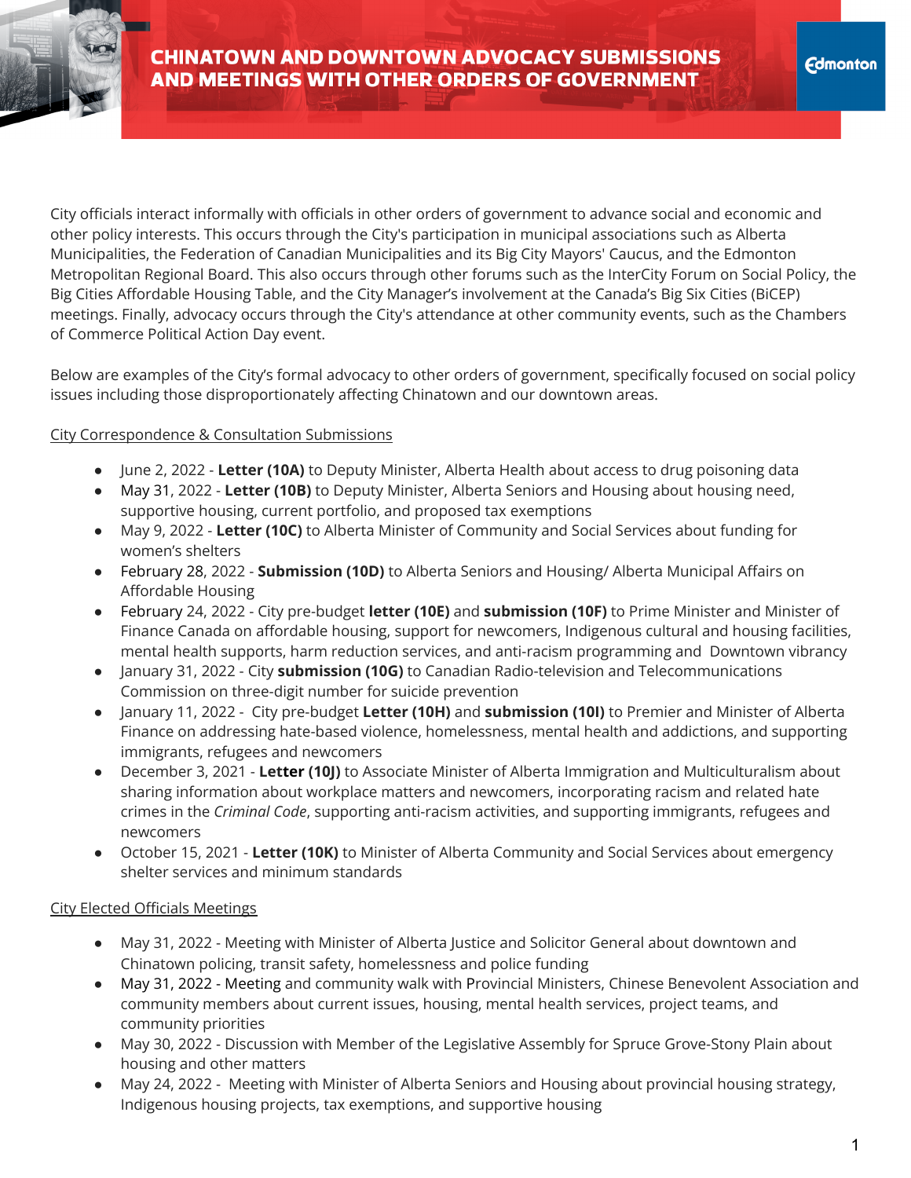# CHINATOWN AND DOWNTOWN ADVOCACY SUBMISSIONS AND MEETINGS WITH OTHER ORDERS OF GOVERNMENT

City officials interact informally with officials in other orders of government to advance social and economic and other policy interests. This occurs through the City's participation in municipal associations such as Alberta Municipalities, the Federation of Canadian Municipalities and its Big City Mayors' Caucus, and the Edmonton Metropolitan Regional Board. This also occurs through other forums such as the InterCity Forum on Social Policy, the Big Cities Affordable Housing Table, and the City Manager's involvement at the Canada's Big Six Cities (BiCEP) meetings. Finally, advocacy occurs through the City's attendance at other community events, such as the Chambers of Commerce Political Action Day event.

Below are examples of the City's formal advocacy to other orders of government, specifically focused on social policy issues including those disproportionately affecting Chinatown and our downtown areas.

<u>City Correspondence & Consultation Submissions</u>

- June 2, 2022 - **Letter (10A)** to Deputy Minister, Alberta Health about access to drug poisoning data
- May 31, 2022 - **Letter (10B)** to Deputy Minister, Alberta Seniors and Housing about housing need, supportive housing, current portfolio, and proposed tax exemptions
- May 9, 2022 - **Letter (10C)** to Alberta Minister of Community and Social Services about funding for women's shelters
- February 28, 2022 - **Submission (10D)** to Alberta Seniors and Housing/ Alberta Municipal Affairs on Affordable Housing
- February 24, 2022 - City pre-budget **letter (10E)** and **submission (10F)** to Prime Minister and Minister of Finance Canada on affordable housing, support for newcomers, Indigenous cultural and housing facilities, mental health supports, harm reduction services, and anti-racism programming and Downtown vibrancy
- January 31, 2022 - City **submission (10G)** to Canadian Radio-television and Telecommunications Commission on three-digit number for suicide prevention
- January 11, 2022 - City pre-budget **Letter (10H)** and **submission (10I)** to Premier and Minister of Alberta Finance on addressing hate-based violence, homelessness, mental health and addictions, and supporting immigrants, refugees and newcomers
- December 3, 2021 - **Letter (10J)** to Associate Minister of Alberta Immigration and Multiculturalism about sharing information about workplace matters and newcomers, incorporating racism and related hate crimes in the *Criminal Code*, supporting anti-racism activities, and supporting immigrants, refugees and newcomers
- October 15, 2021 - **Letter (10K)** to Minister of Alberta Community and Social Services about emergency shelter services and minimum standards

<u>City Elected Officials Meetings</u>

- May 31, 2022 - Meeting with Minister of Alberta Justice and Solicitor General about downtown and Chinatown policing, transit safety, homelessness and police funding
- May 31, 2022 - Meeting and community walk with Provincial Ministers, Chinese Benevolent Association and community members about current issues, housing, mental health services, project teams, and community priorities
- May 30, 2022 - Discussion with Member of the Legislative Assembly for Spruce Grove-Stony Plain about housing and other matters
- May 24, 2022 - Meeting with Minister of Alberta Seniors and Housing about provincial housing strategy, Indigenous housing projects, tax exemptions, and supportive housing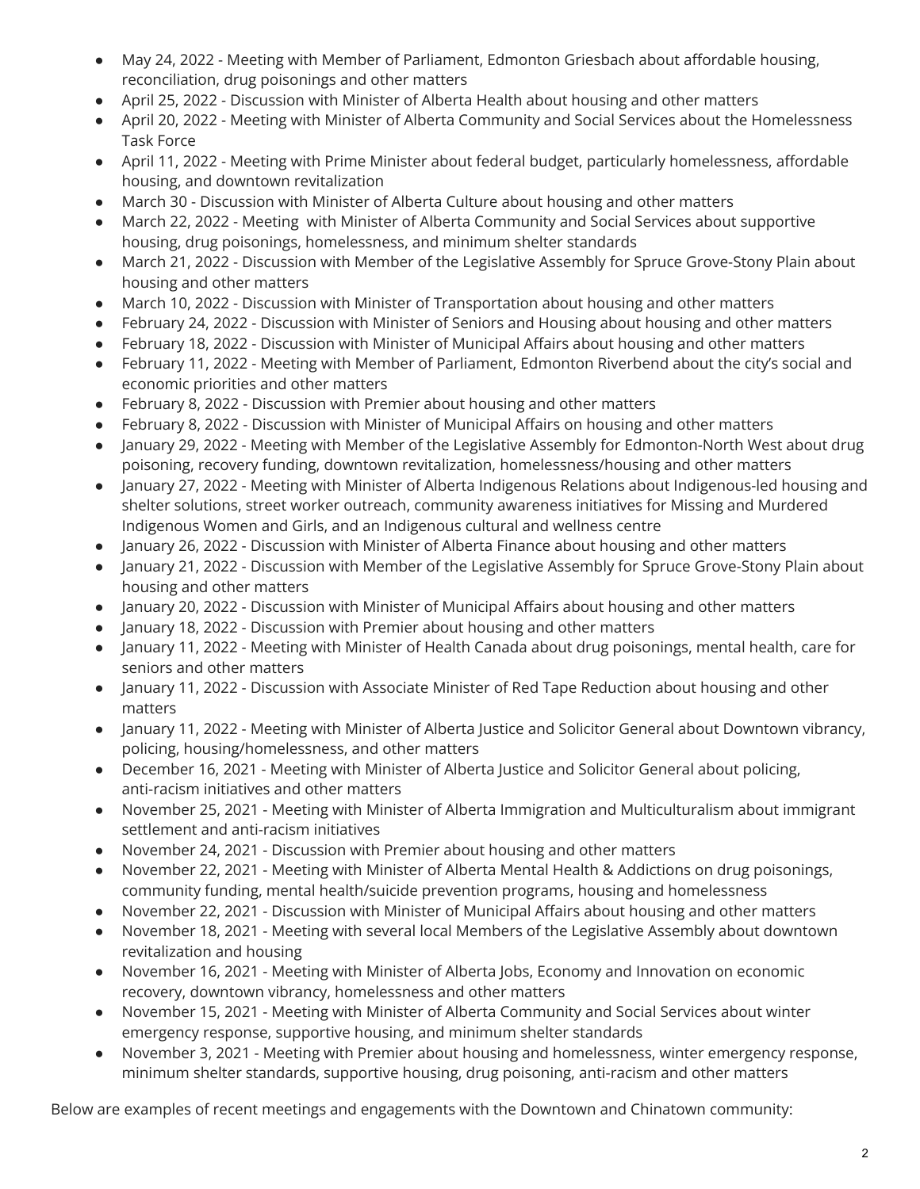- May 24, 2022 - Meeting with Member of Parliament, Edmonton Griesbach about affordable housing, reconciliation, drug poisonings and other matters
- April 25, 2022 - Discussion with Minister of Alberta Health about housing and other matters
- April 20, 2022 - Meeting with Minister of Alberta Community and Social Services about the Homelessness Task Force
- April 11, 2022 - Meeting with Prime Minister about federal budget, particularly homelessness, affordable housing, and downtown revitalization
- March 30 - Discussion with Minister of Alberta Culture about housing and other matters
- March 22, 2022 - Meeting with Minister of Alberta Community and Social Services about supportive housing, drug poisonings, homelessness, and minimum shelter standards
- March 21, 2022 - Discussion with Member of the Legislative Assembly for Spruce Grove-Stony Plain about housing and other matters
- March 10, 2022 - Discussion with Minister of Transportation about housing and other matters
- February 24, 2022 - Discussion with Minister of Seniors and Housing about housing and other matters
- February 18, 2022 - Discussion with Minister of Municipal Affairs about housing and other matters
- February 11, 2022 - Meeting with Member of Parliament, Edmonton Riverbend about the city's social and economic priorities and other matters
- February 8, 2022 - Discussion with Premier about housing and other matters
- February 8, 2022 - Discussion with Minister of Municipal Affairs on housing and other matters
- January 29, 2022 - Meeting with Member of the Legislative Assembly for Edmonton-North West about drug poisoning, recovery funding, downtown revitalization, homelessness/housing and other matters
- January 27, 2022 - Meeting with Minister of Alberta Indigenous Relations about Indigenous-led housing and shelter solutions, street worker outreach, community awareness initiatives for Missing and Murdered Indigenous Women and Girls, and an Indigenous cultural and wellness centre
- January 26, 2022 - Discussion with Minister of Alberta Finance about housing and other matters
- January 21, 2022 - Discussion with Member of the Legislative Assembly for Spruce Grove-Stony Plain about housing and other matters
- January 20, 2022 - Discussion with Minister of Municipal Affairs about housing and other matters
- January 18, 2022 - Discussion with Premier about housing and other matters
- January 11, 2022 - Meeting with Minister of Health Canada about drug poisonings, mental health, care for seniors and other matters
- January 11, 2022 - Discussion with Associate Minister of Red Tape Reduction about housing and other matters
- January 11, 2022 - Meeting with Minister of Alberta Justice and Solicitor General about Downtown vibrancy, policing, housing/homelessness, and other matters
- December 16, 2021 - Meeting with Minister of Alberta Justice and Solicitor General about policing, anti-racism initiatives and other matters
- November 25, 2021 - Meeting with Minister of Alberta Immigration and Multiculturalism about immigrant settlement and anti-racism initiatives
- November 24, 2021 - Discussion with Premier about housing and other matters
- November 22, 2021 - Meeting with Minister of Alberta Mental Health & Addictions on drug poisonings, community funding, mental health/suicide prevention programs, housing and homelessness
- November 22, 2021 - Discussion with Minister of Municipal Affairs about housing and other matters
- November 18, 2021 - Meeting with several local Members of the Legislative Assembly about downtown revitalization and housing
- November 16, 2021 - Meeting with Minister of Alberta Jobs, Economy and Innovation on economic recovery, downtown vibrancy, homelessness and other matters
- November 15, 2021 - Meeting with Minister of Alberta Community and Social Services about winter emergency response, supportive housing, and minimum shelter standards
- November 3, 2021 - Meeting with Premier about housing and homelessness, winter emergency response, minimum shelter standards, supportive housing, drug poisoning, anti-racism and other matters

Below are examples of recent meetings and engagements with the Downtown and Chinatown community: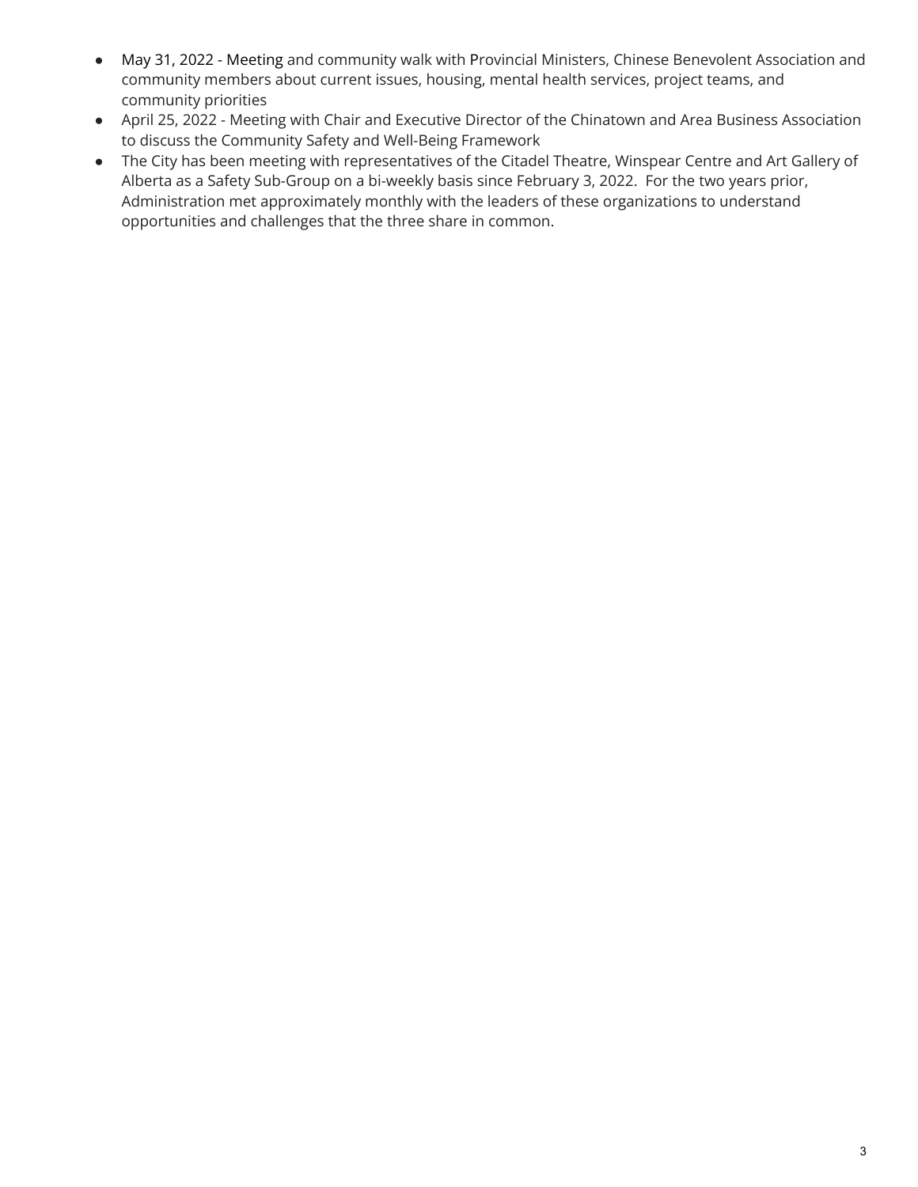- May 31, 2022 - Meeting and community walk with Provincial Ministers, Chinese Benevolent Association and community members about current issues, housing, mental health services, project teams, and community priorities
- April 25, 2022 - Meeting with Chair and Executive Director of the Chinatown and Area Business Association to discuss the Community Safety and Well-Being Framework
- The City has been meeting with representatives of the Citadel Theatre, Winspear Centre and Art Gallery of Alberta as a Safety Sub-Group on a bi-weekly basis since February 3, 2022. For the two years prior, Administration met approximately monthly with the leaders of these organizations to understand opportunities and challenges that the three share in common.